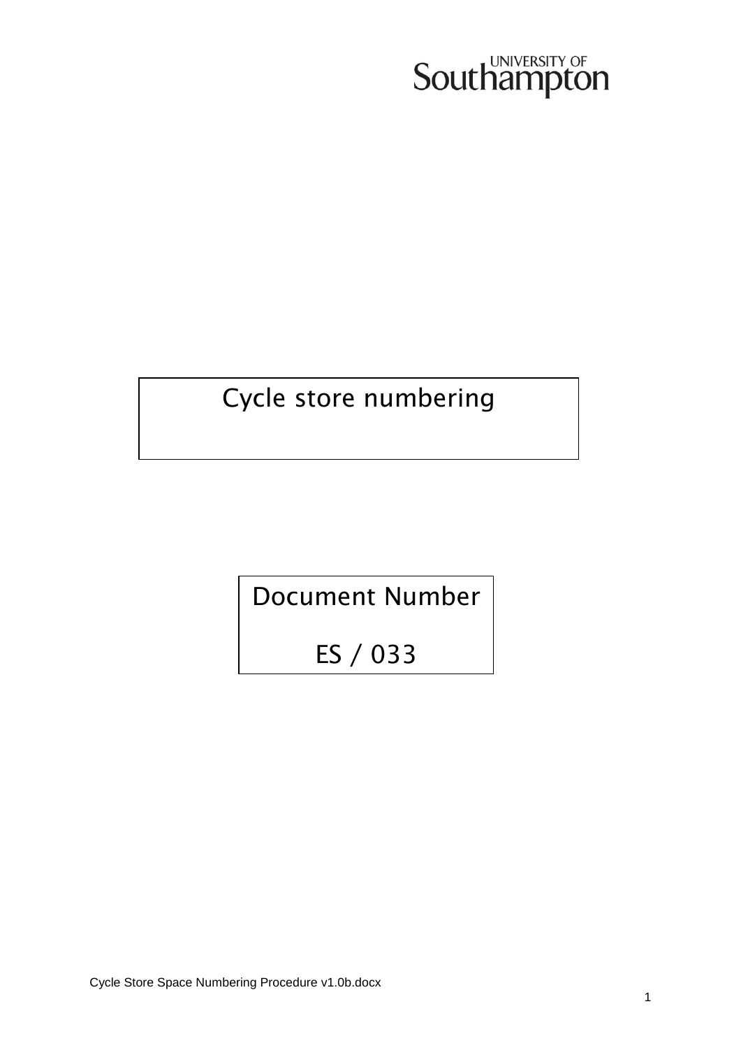UNIVERSITY OF Southampton

# Cycle store numbering

Document Number

ES / 033

Cycle Store Space Numbering Procedure v1.0b.docx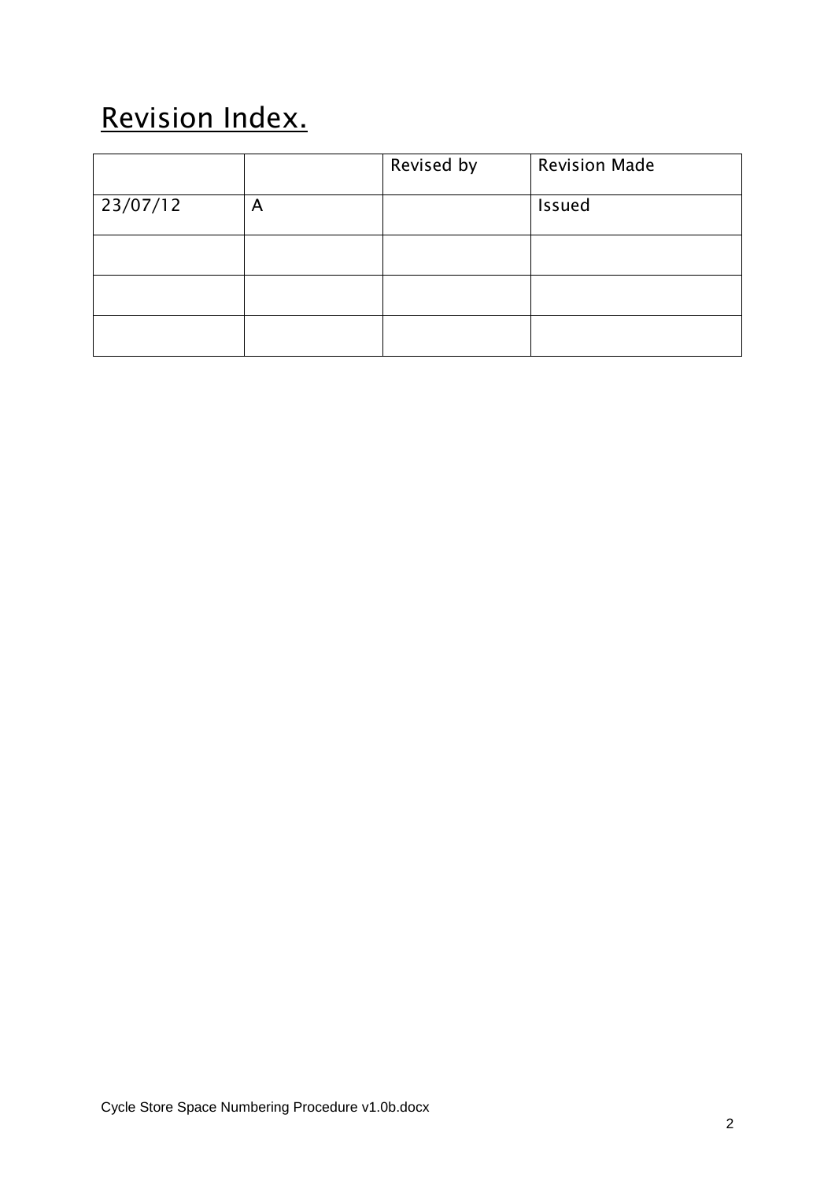# Revision Index.

| | | Revised by | Revision Made |
|---|---|---|---|
| 23/07/12 | A | | Issued |
| | | | |
| | | | |
| | | | |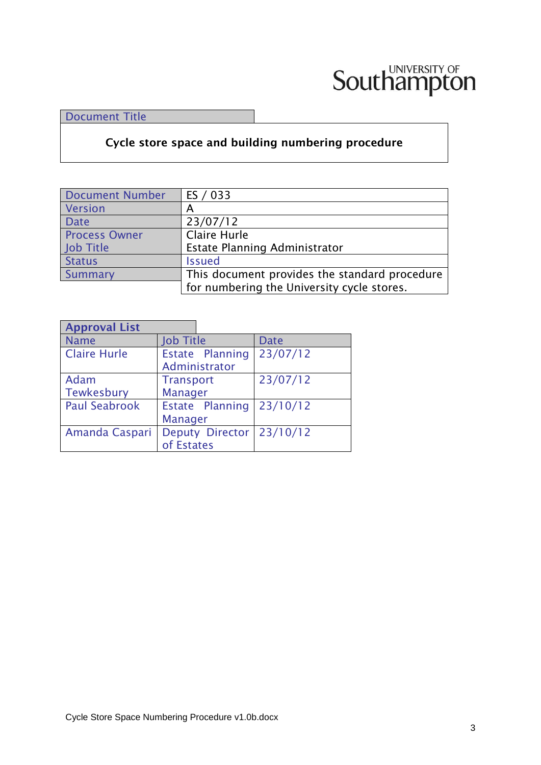UNIVERSITY OF Southampton

| Document Title |
| --- |
| **Cycle store space and building numbering procedure** |

| Document Number | ES / 033 |
| --- | --- |
| Version | A |
| Date | 23/07/12 |
| Process Owner<br>Job Title | Claire Hurle<br>Estate Planning Administrator |
| Status | Issued |
| Summary | This document provides the standard procedure for numbering the University cycle stores. |

**Approval List**

| Name | Job Title | Date |
| --- | --- | --- |
| Claire Hurle | Estate Planning Administrator | 23/07/12 |
| Adam Tewkesbury | Transport Manager | 23/07/12 |
| Paul Seabrook | Estate Planning Manager | 23/10/12 |
| Amanda Caspari | Deputy Director of Estates | 23/10/12 |

Cycle Store Space Numbering Procedure v1.0b.docx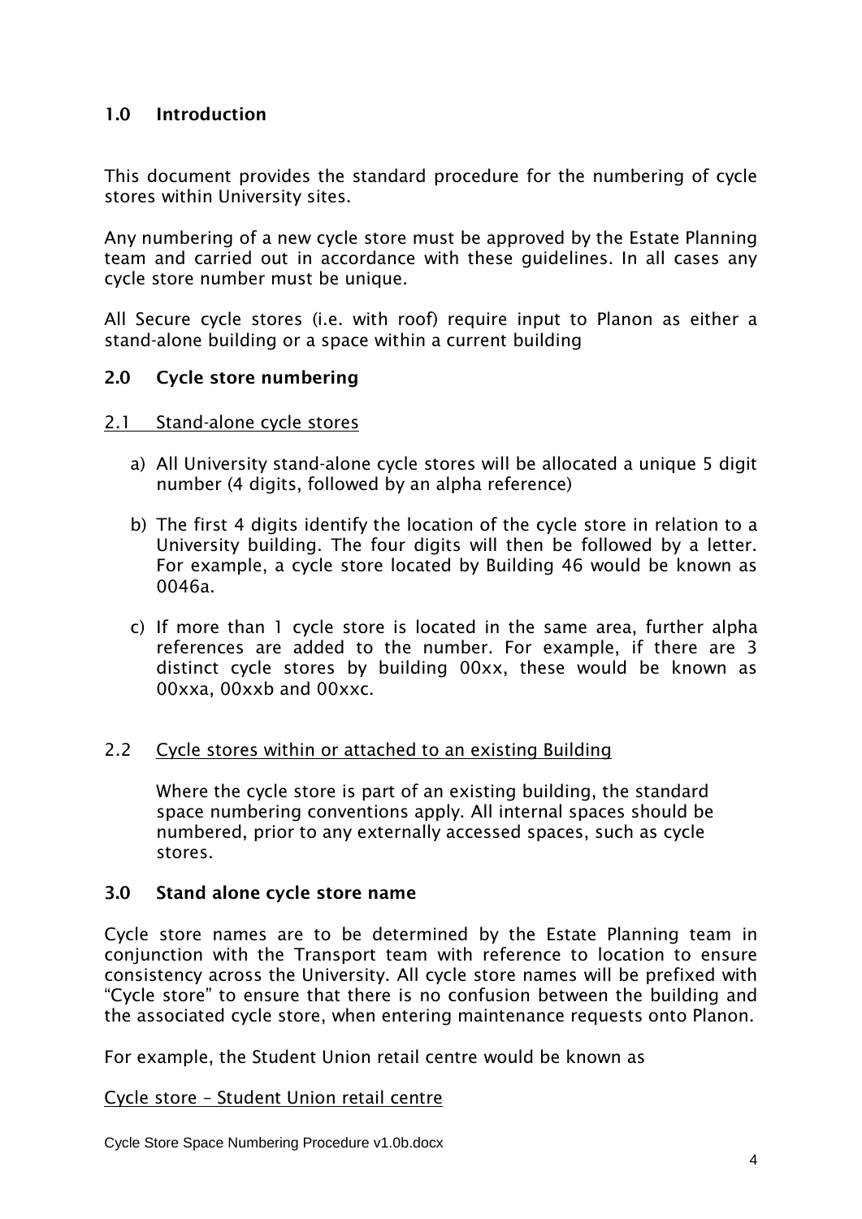## 1.0 Introduction

This document provides the standard procedure for the numbering of cycle stores within University sites.

Any numbering of a new cycle store must be approved by the Estate Planning team and carried out in accordance with these guidelines. In all cases any cycle store number must be unique.

All Secure cycle stores (i.e. with roof) require input to Planon as either a stand-alone building or a space within a current building

## 2.0 Cycle store numbering

### 2.1 Stand-alone cycle stores

a) All University stand-alone cycle stores will be allocated a unique 5 digit number (4 digits, followed by an alpha reference)

b) The first 4 digits identify the location of the cycle store in relation to a University building. The four digits will then be followed by a letter. For example, a cycle store located by Building 46 would be known as 0046a.

c) If more than 1 cycle store is located in the same area, further alpha references are added to the number. For example, if there are 3 distinct cycle stores by building 00xx, these would be known as 00xxa, 00xxb and 00xxc.

### 2.2 Cycle stores within or attached to an existing Building

Where the cycle store is part of an existing building, the standard space numbering conventions apply. All internal spaces should be numbered, prior to any externally accessed spaces, such as cycle stores.

## 3.0 Stand alone cycle store name

Cycle store names are to be determined by the Estate Planning team in conjunction with the Transport team with reference to location to ensure consistency across the University. All cycle store names will be prefixed with "Cycle store" to ensure that there is no confusion between the building and the associated cycle store, when entering maintenance requests onto Planon.

For example, the Student Union retail centre would be known as

Cycle store – Student Union retail centre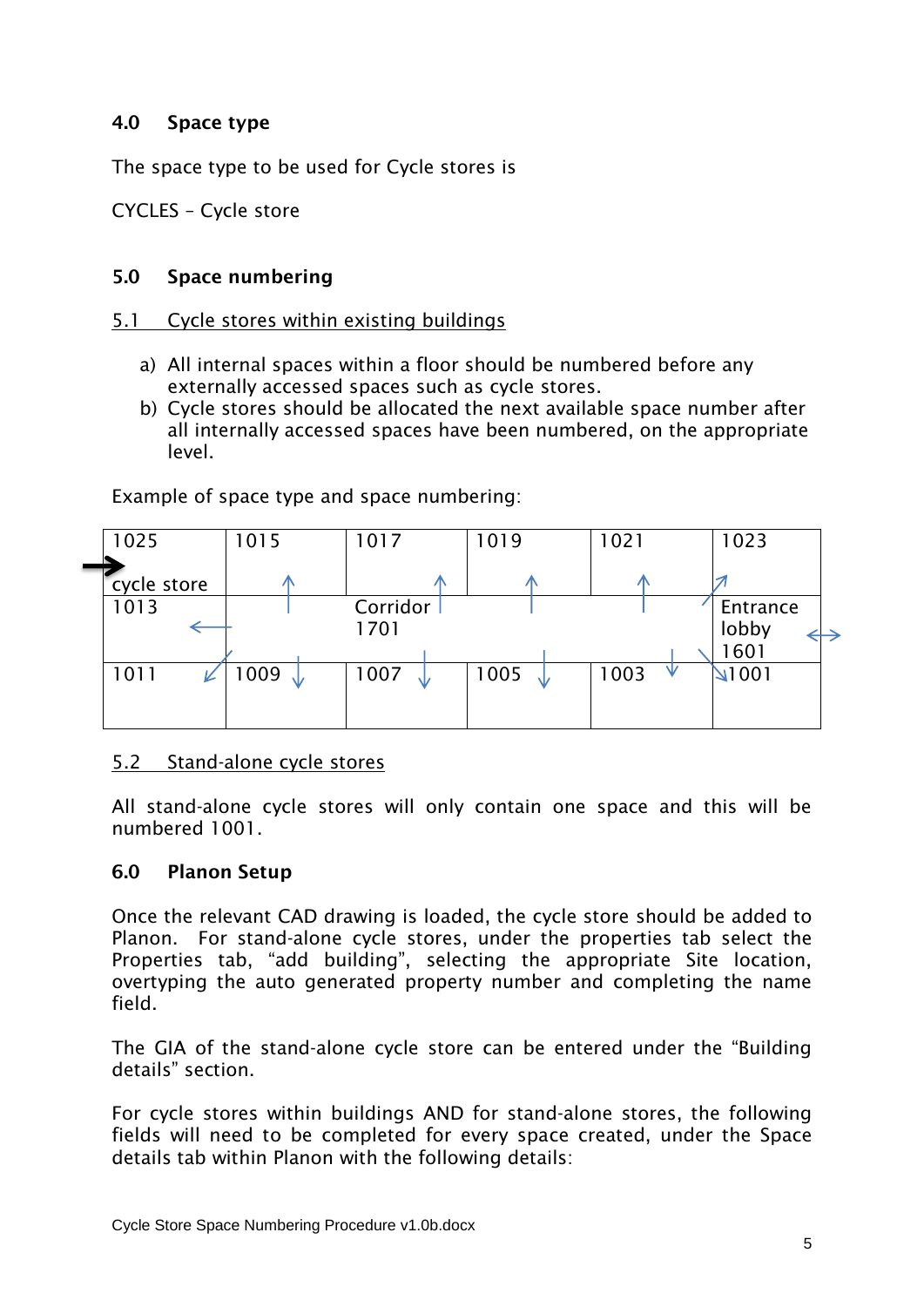## 4.0 Space type

The space type to be used for Cycle stores is

CYCLES – Cycle store

## 5.0 Space numbering

### 5.1 Cycle stores within existing buildings

a) All internal spaces within a floor should be numbered before any externally accessed spaces such as cycle stores.
b) Cycle stores should be allocated the next available space number after all internally accessed spaces have been numbered, on the appropriate level.

Example of space type and space numbering:

| 1025 cycle store | 1015 | 1017 | 1019 | 1021 | 1023 |
|---|---|---|---|---|---|
| 1013 | | Corridor 1701 | | | Entrance lobby 1601 |
| 1011 | 1009 | 1007 | 1005 | 1003 | 1001 |

### 5.2 Stand-alone cycle stores

All stand-alone cycle stores will only contain one space and this will be numbered 1001.

## 6.0 Planon Setup

Once the relevant CAD drawing is loaded, the cycle store should be added to Planon. For stand-alone cycle stores, under the properties tab select the Properties tab, "add building", selecting the appropriate Site location, overtyping the auto generated property number and completing the name field.

The GIA of the stand-alone cycle store can be entered under the "Building details" section.

For cycle stores within buildings AND for stand-alone stores, the following fields will need to be completed for every space created, under the Space details tab within Planon with the following details: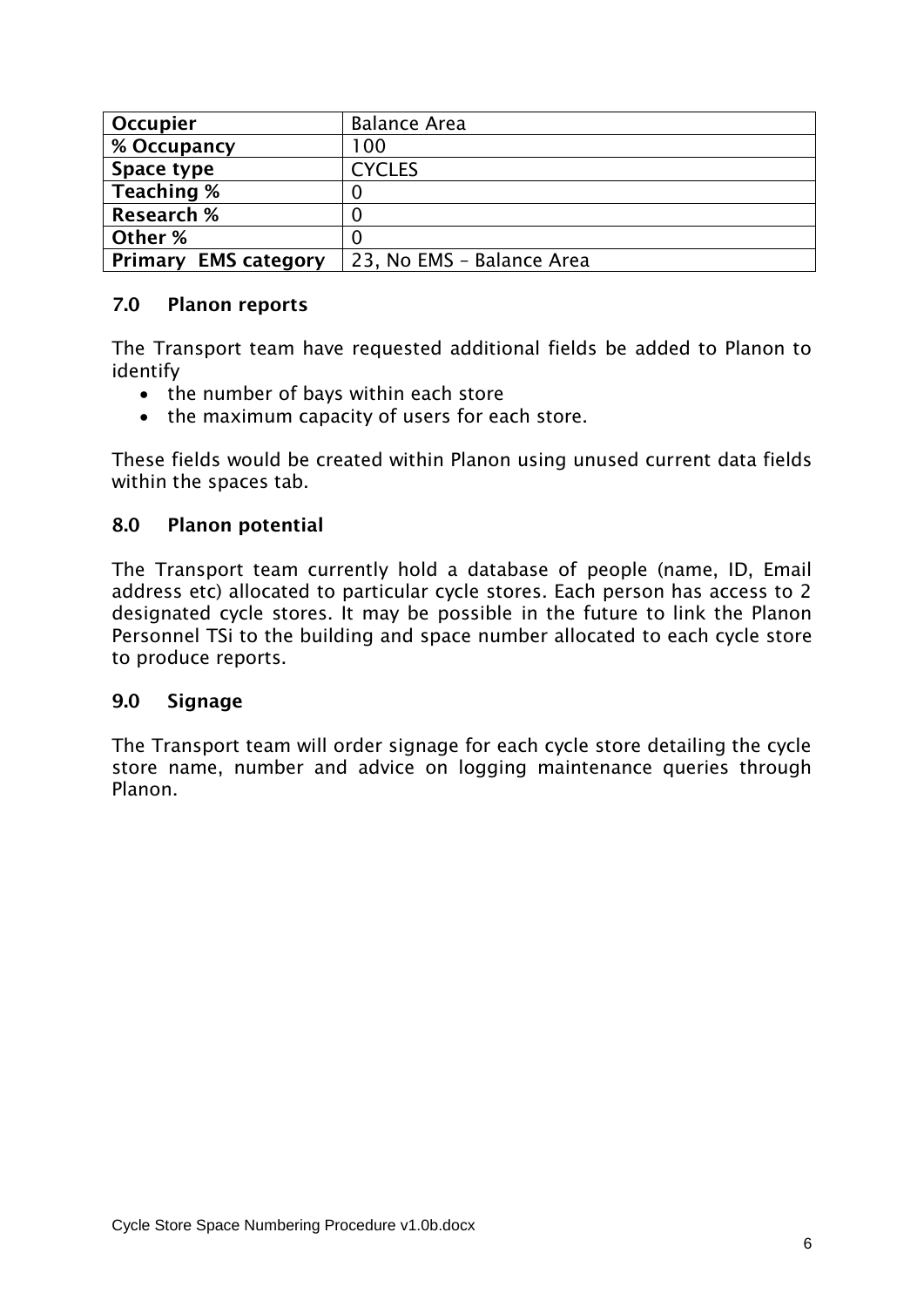| | |
|---|---|
| **Occupier** | Balance Area |
| **% Occupancy** | 100 |
| **Space type** | CYCLES |
| **Teaching %** | 0 |
| **Research %** | 0 |
| **Other %** | 0 |
| **Primary EMS category** | 23, No EMS – Balance Area |

## 7.0 Planon reports

The Transport team have requested additional fields be added to Planon to identify

- the number of bays within each store
- the maximum capacity of users for each store.

These fields would be created within Planon using unused current data fields within the spaces tab.

## 8.0 Planon potential

The Transport team currently hold a database of people (name, ID, Email address etc) allocated to particular cycle stores. Each person has access to 2 designated cycle stores. It may be possible in the future to link the Planon Personnel TSi to the building and space number allocated to each cycle store to produce reports.

## 9.0 Signage

The Transport team will order signage for each cycle store detailing the cycle store name, number and advice on logging maintenance queries through Planon.